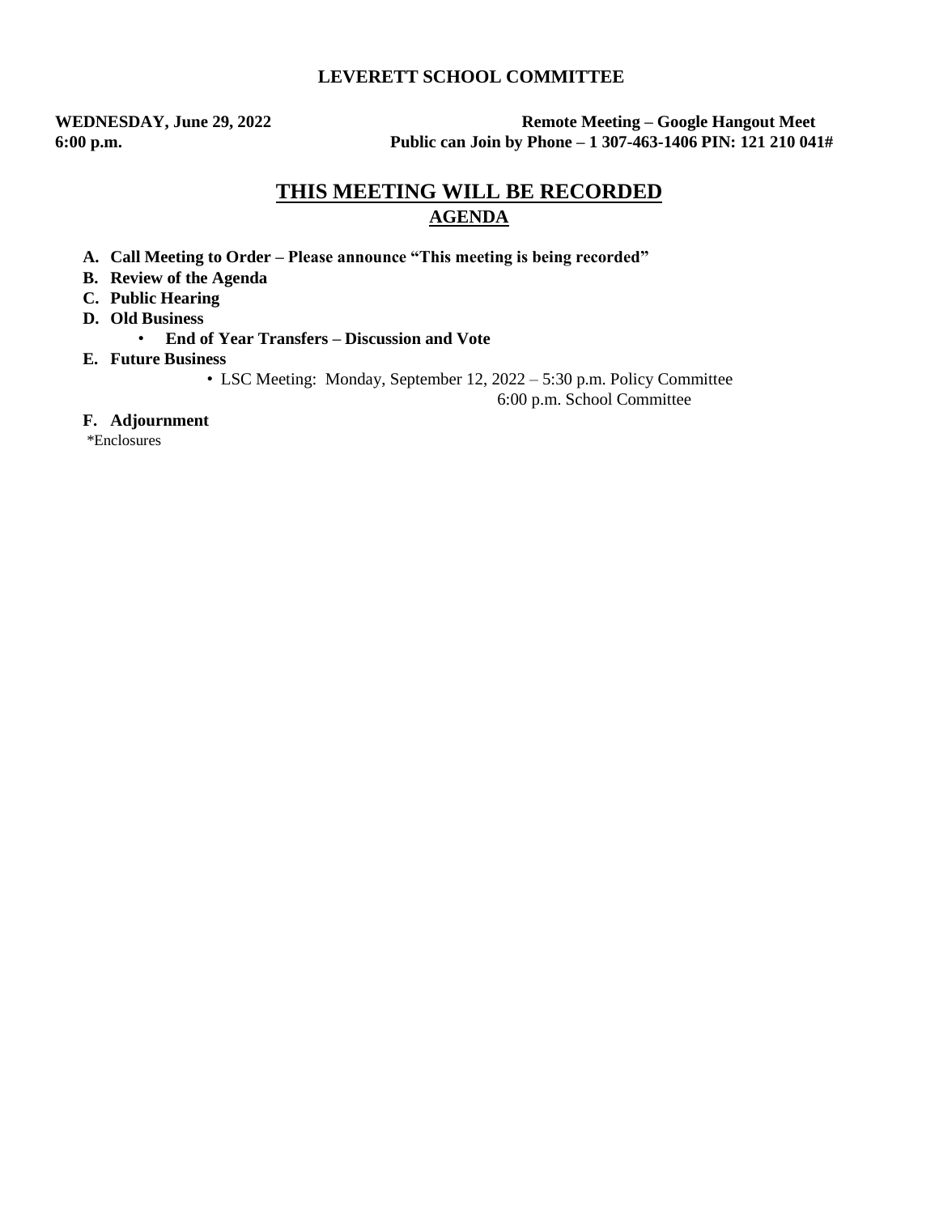# LEVERETT SCHOOL COMMITTEE

**WEDNESDAY, June 29, 2022** — **Remote Meeting – Google Hangout Meet**
**6:00 p.m.** — **Public can Join by Phone – 1 307-463-1406 PIN: 121 210 041#**

## THIS MEETING WILL BE RECORDED

### AGENDA

- **A. Call Meeting to Order – Please announce "This meeting is being recorded"**
- **B. Review of the Agenda**
- **C. Public Hearing**
- **D. Old Business**
  - **End of Year Transfers – Discussion and Vote**
- **E. Future Business**
  - LSC Meeting: Monday, September 12, 2022 – 5:30 p.m. Policy Committee
    6:00 p.m. School Committee
- **F. Adjournment**

*Enclosures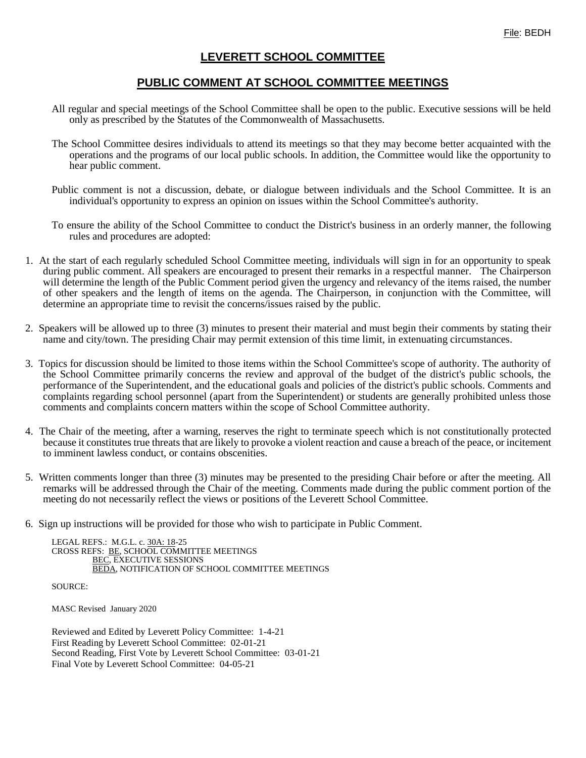File: BEDH

# LEVERETT SCHOOL COMMITTEE

## PUBLIC COMMENT AT SCHOOL COMMITTEE MEETINGS

All regular and special meetings of the School Committee shall be open to the public. Executive sessions will be held only as prescribed by the Statutes of the Commonwealth of Massachusetts.

The School Committee desires individuals to attend its meetings so that they may become better acquainted with the operations and the programs of our local public schools. In addition, the Committee would like the opportunity to hear public comment.

Public comment is not a discussion, debate, or dialogue between individuals and the School Committee. It is an individual's opportunity to express an opinion on issues within the School Committee's authority.

To ensure the ability of the School Committee to conduct the District's business in an orderly manner, the following rules and procedures are adopted:

1. At the start of each regularly scheduled School Committee meeting, individuals will sign in for an opportunity to speak during public comment. All speakers are encouraged to present their remarks in a respectful manner. The Chairperson will determine the length of the Public Comment period given the urgency and relevancy of the items raised, the number of other speakers and the length of items on the agenda. The Chairperson, in conjunction with the Committee, will determine an appropriate time to revisit the concerns/issues raised by the public.

2. Speakers will be allowed up to three (3) minutes to present their material and must begin their comments by stating their name and city/town. The presiding Chair may permit extension of this time limit, in extenuating circumstances.

3. Topics for discussion should be limited to those items within the School Committee's scope of authority. The authority of the School Committee primarily concerns the review and approval of the budget of the district's public schools, the performance of the Superintendent, and the educational goals and policies of the district's public schools. Comments and complaints regarding school personnel (apart from the Superintendent) or students are generally prohibited unless those comments and complaints concern matters within the scope of School Committee authority.

4. The Chair of the meeting, after a warning, reserves the right to terminate speech which is not constitutionally protected because it constitutes true threats that are likely to provoke a violent reaction and cause a breach of the peace, or incitement to imminent lawless conduct, or contains obscenities.

5. Written comments longer than three (3) minutes may be presented to the presiding Chair before or after the meeting. All remarks will be addressed through the Chair of the meeting. Comments made during the public comment portion of the meeting do not necessarily reflect the views or positions of the Leverett School Committee.

6. Sign up instructions will be provided for those who wish to participate in Public Comment.

LEGAL REFS.: M.G.L. c. 30A: 18-25
CROSS REFS: BE, SCHOOL COMMITTEE MEETINGS
BEC, EXECUTIVE SESSIONS
BEDA, NOTIFICATION OF SCHOOL COMMITTEE MEETINGS

SOURCE:

MASC Revised January 2020

Reviewed and Edited by Leverett Policy Committee: 1-4-21
First Reading by Leverett School Committee: 02-01-21
Second Reading, First Vote by Leverett School Committee: 03-01-21
Final Vote by Leverett School Committee: 04-05-21